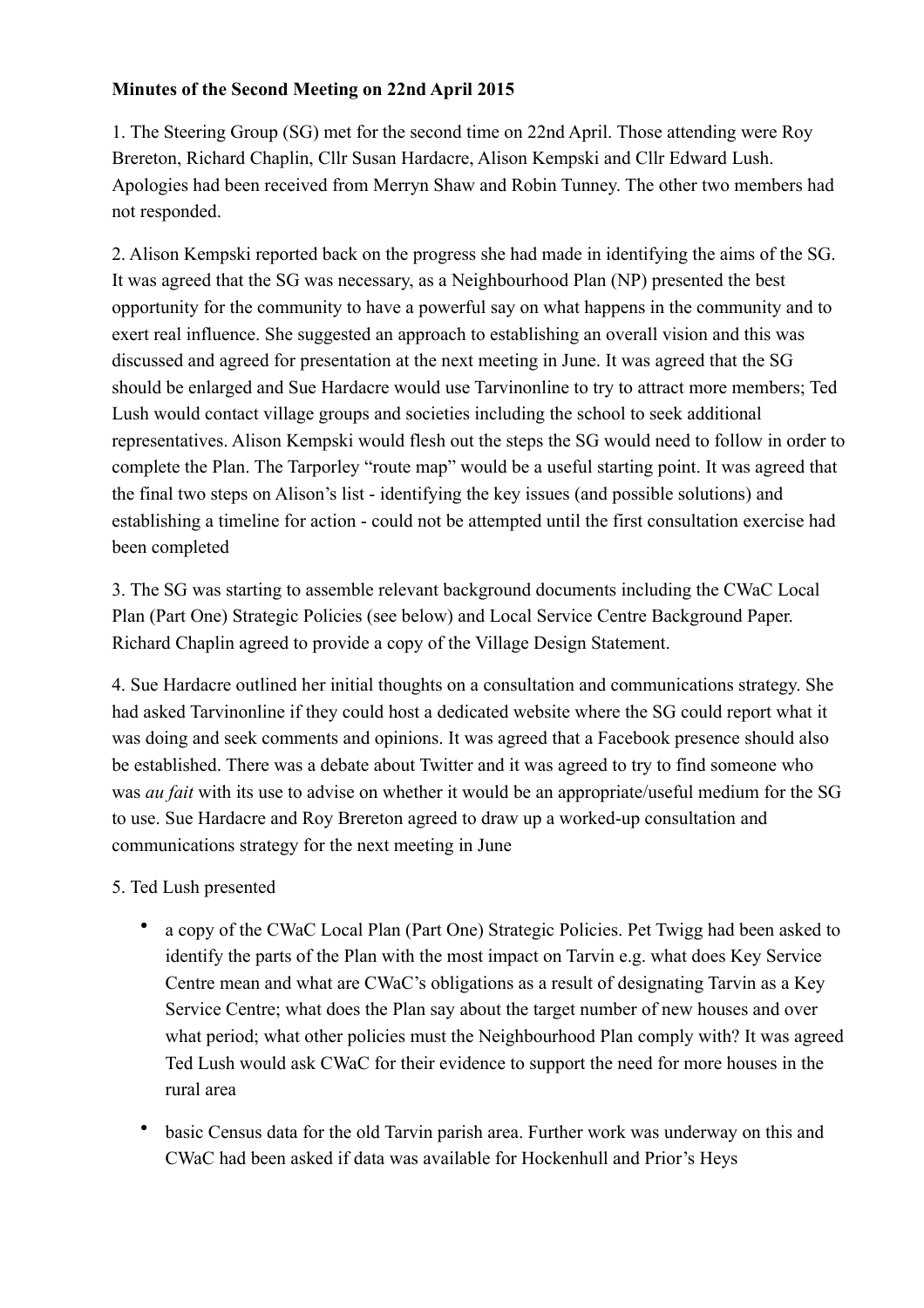**Minutes of the Second Meeting on 22nd April 2015**

1. The Steering Group (SG) met for the second time on 22nd April. Those attending were Roy Brereton, Richard Chaplin, Cllr Susan Hardacre, Alison Kempski and Cllr Edward Lush. Apologies had been received from Merryn Shaw and Robin Tunney. The other two members had not responded.

2. Alison Kempski reported back on the progress she had made in identifying the aims of the SG. It was agreed that the SG was necessary, as a Neighbourhood Plan (NP) presented the best opportunity for the community to have a powerful say on what happens in the community and to exert real influence. She suggested an approach to establishing an overall vision and this was discussed and agreed for presentation at the next meeting in June. It was agreed that the SG should be enlarged and Sue Hardacre would use Tarvinonline to try to attract more members; Ted Lush would contact village groups and societies including the school to seek additional representatives. Alison Kempski would flesh out the steps the SG would need to follow in order to complete the Plan. The Tarporley "route map" would be a useful starting point. It was agreed that the final two steps on Alison's list - identifying the key issues (and possible solutions) and establishing a timeline for action - could not be attempted until the first consultation exercise had been completed

3. The SG was starting to assemble relevant background documents including the CWaC Local Plan (Part One) Strategic Policies (see below) and Local Service Centre Background Paper. Richard Chaplin agreed to provide a copy of the Village Design Statement.

4. Sue Hardacre outlined her initial thoughts on a consultation and communications strategy. She had asked Tarvinonline if they could host a dedicated website where the SG could report what it was doing and seek comments and opinions. It was agreed that a Facebook presence should also be established. There was a debate about Twitter and it was agreed to try to find someone who was *au fait* with its use to advise on whether it would be an appropriate/useful medium for the SG to use. Sue Hardacre and Roy Brereton agreed to draw up a worked-up consultation and communications strategy for the next meeting in June

5. Ted Lush presented

- a copy of the CWaC Local Plan (Part One) Strategic Policies. Pet Twigg had been asked to identify the parts of the Plan with the most impact on Tarvin e.g. what does Key Service Centre mean and what are CWaC's obligations as a result of designating Tarvin as a Key Service Centre; what does the Plan say about the target number of new houses and over what period; what other policies must the Neighbourhood Plan comply with? It was agreed Ted Lush would ask CWaC for their evidence to support the need for more houses in the rural area
- basic Census data for the old Tarvin parish area. Further work was underway on this and CWaC had been asked if data was available for Hockenhull and Prior's Heys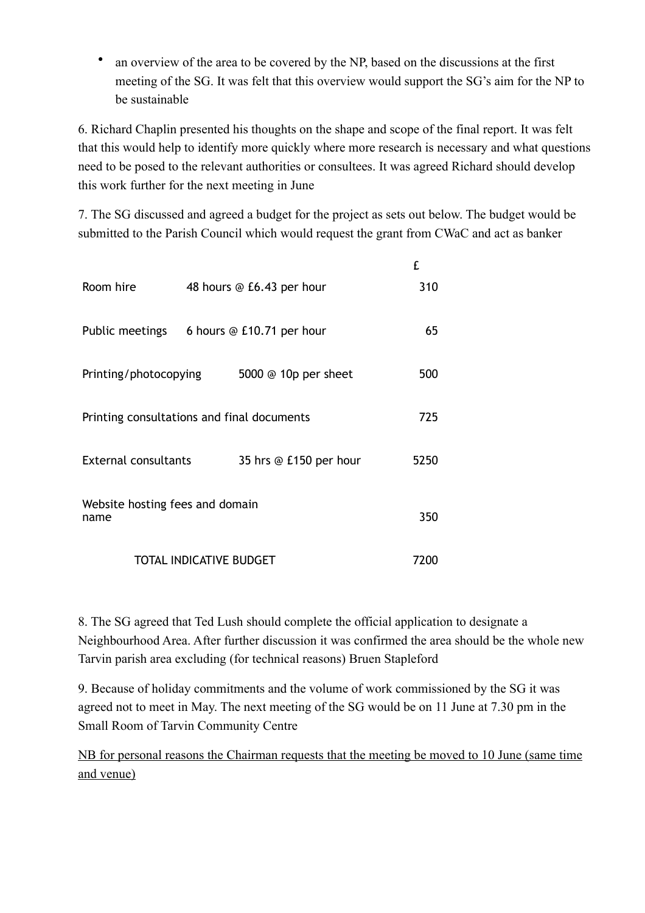- an overview of the area to be covered by the NP, based on the discussions at the first meeting of the SG. It was felt that this overview would support the SG's aim for the NP to be sustainable

6. Richard Chaplin presented his thoughts on the shape and scope of the final report. It was felt that this would help to identify more quickly where more research is necessary and what questions need to be posed to the relevant authorities or consultees. It was agreed Richard should develop this work further for the next meeting in June

7. The SG discussed and agreed a budget for the project as sets out below. The budget would be submitted to the Parish Council which would request the grant from CWaC and act as banker

| | | £ |
|---|---|---|
| Room hire | 48 hours @ £6.43 per hour | 310 |
| Public meetings | 6 hours @ £10.71 per hour | 65 |
| Printing/photocopying | 5000 @ 10p per sheet | 500 |
| Printing consultations and final documents | | 725 |
| External consultants | 35 hrs @ £150 per hour | 5250 |
| Website hosting fees and domain name | | 350 |
| TOTAL INDICATIVE BUDGET | | 7200 |

8. The SG agreed that Ted Lush should complete the official application to designate a Neighbourhood Area. After further discussion it was confirmed the area should be the whole new Tarvin parish area excluding (for technical reasons) Bruen Stapleford

9. Because of holiday commitments and the volume of work commissioned by the SG it was agreed not to meet in May. The next meeting of the SG would be on 11 June at 7.30 pm in the Small Room of Tarvin Community Centre

<u>NB for personal reasons the Chairman requests that the meeting be moved to 10 June (same time and venue)</u>